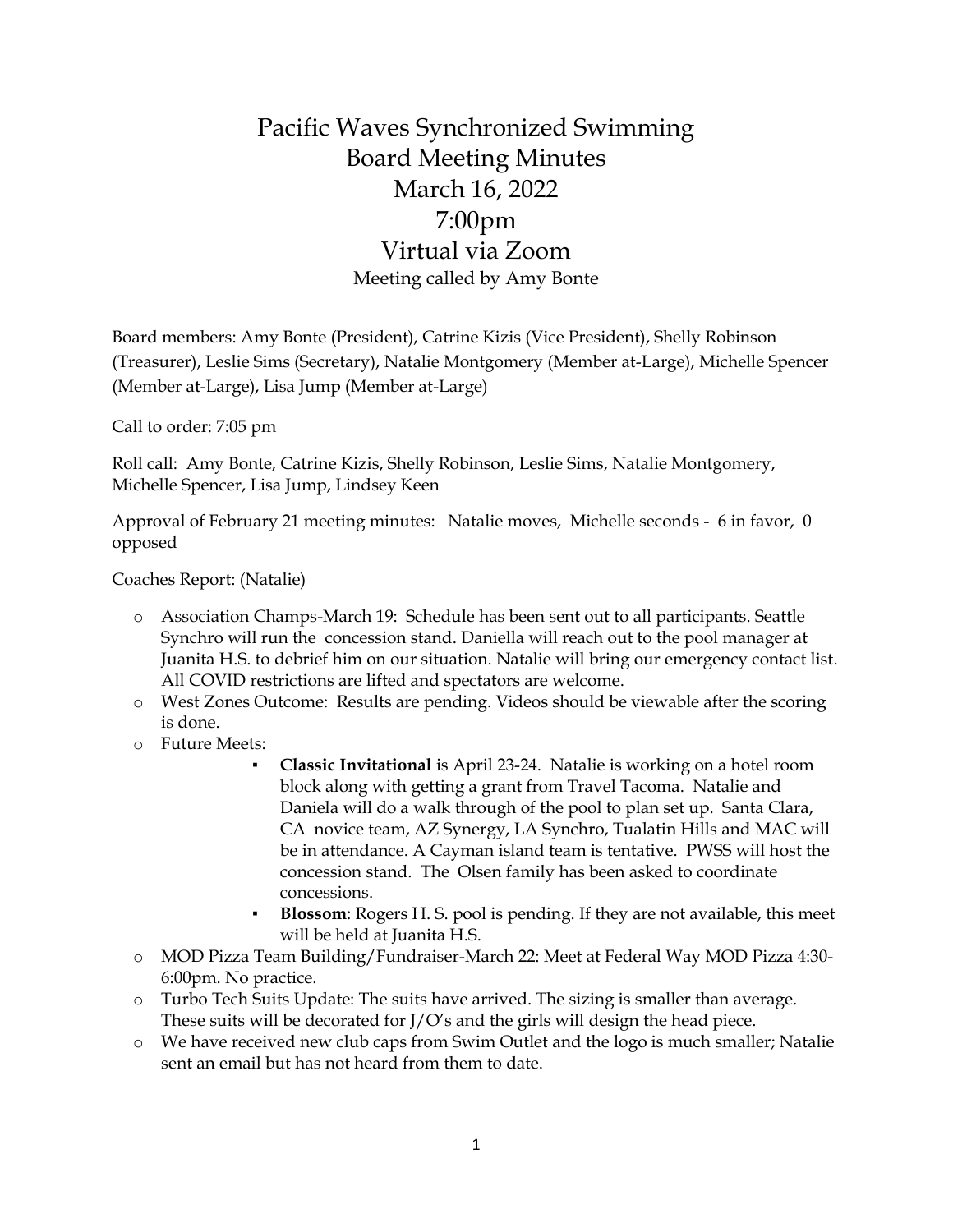# Pacific Waves Synchronized Swimming
# Board Meeting Minutes
# March 16, 2022
# 7:00pm
# Virtual via Zoom

Meeting called by Amy Bonte

Board members: Amy Bonte (President), Catrine Kizis (Vice President), Shelly Robinson (Treasurer), Leslie Sims (Secretary), Natalie Montgomery (Member at-Large), Michelle Spencer (Member at-Large), Lisa Jump (Member at-Large)

Call to order: 7:05 pm

Roll call: Amy Bonte, Catrine Kizis, Shelly Robinson, Leslie Sims, Natalie Montgomery, Michelle Spencer, Lisa Jump, Lindsey Keen

Approval of February 21 meeting minutes: Natalie moves, Michelle seconds - 6 in favor, 0 opposed

Coaches Report: (Natalie)

- Association Champs-March 19: Schedule has been sent out to all participants. Seattle Synchro will run the concession stand. Daniella will reach out to the pool manager at Juanita H.S. to debrief him on our situation. Natalie will bring our emergency contact list. All COVID restrictions are lifted and spectators are welcome.
- West Zones Outcome: Results are pending. Videos should be viewable after the scoring is done.
- Future Meets:
  - **Classic Invitational** is April 23-24. Natalie is working on a hotel room block along with getting a grant from Travel Tacoma. Natalie and Daniela will do a walk through of the pool to plan set up. Santa Clara, CA novice team, AZ Synergy, LA Synchro, Tualatin Hills and MAC will be in attendance. A Cayman island team is tentative. PWSS will host the concession stand. The Olsen family has been asked to coordinate concessions.
  - **Blossom**: Rogers H. S. pool is pending. If they are not available, this meet will be held at Juanita H.S.
- MOD Pizza Team Building/Fundraiser-March 22: Meet at Federal Way MOD Pizza 4:30-6:00pm. No practice.
- Turbo Tech Suits Update: The suits have arrived. The sizing is smaller than average. These suits will be decorated for J/O's and the girls will design the head piece.
- We have received new club caps from Swim Outlet and the logo is much smaller; Natalie sent an email but has not heard from them to date.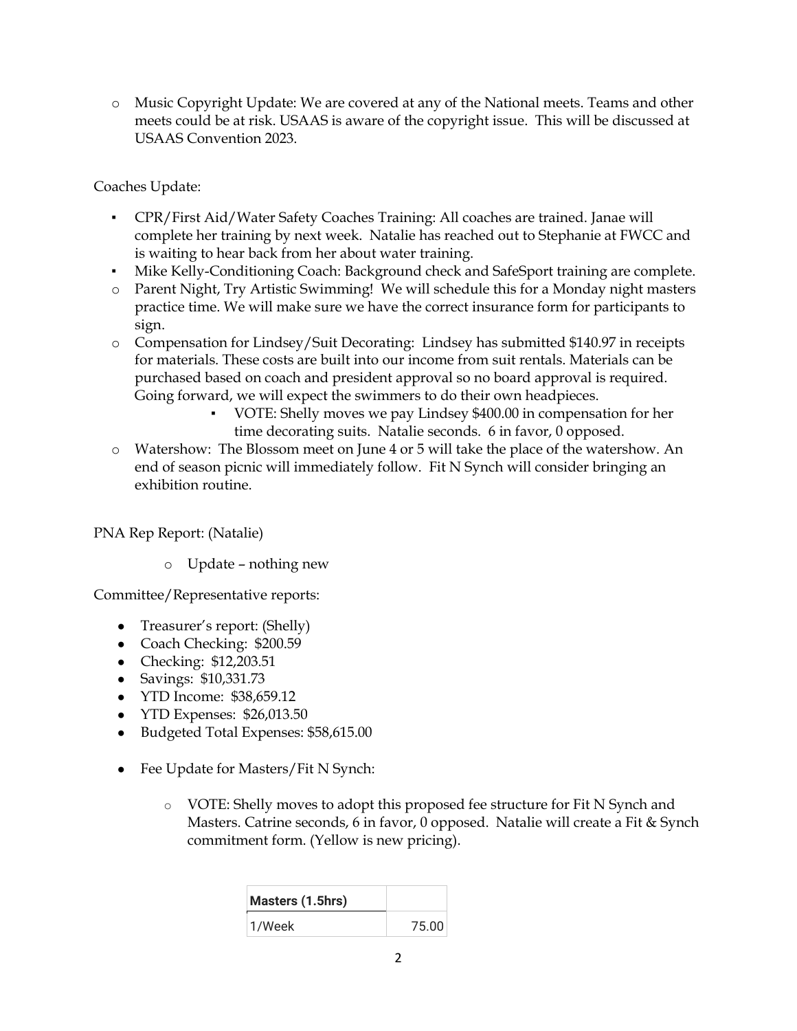- Music Copyright Update: We are covered at any of the National meets. Teams and other meets could be at risk. USAAS is aware of the copyright issue. This will be discussed at USAAS Convention 2023.

Coaches Update:

- CPR/First Aid/Water Safety Coaches Training: All coaches are trained. Janae will complete her training by next week. Natalie has reached out to Stephanie at FWCC and is waiting to hear back from her about water training.
- Mike Kelly-Conditioning Coach: Background check and SafeSport training are complete.
- Parent Night, Try Artistic Swimming! We will schedule this for a Monday night masters practice time. We will make sure we have the correct insurance form for participants to sign.
- Compensation for Lindsey/Suit Decorating: Lindsey has submitted $140.97 in receipts for materials. These costs are built into our income from suit rentals. Materials can be purchased based on coach and president approval so no board approval is required. Going forward, we will expect the swimmers to do their own headpieces.
    - VOTE: Shelly moves we pay Lindsey $400.00 in compensation for her time decorating suits. Natalie seconds. 6 in favor, 0 opposed.
- Watershow: The Blossom meet on June 4 or 5 will take the place of the watershow. An end of season picnic will immediately follow. Fit N Synch will consider bringing an exhibition routine.

PNA Rep Report: (Natalie)

- Update – nothing new

Committee/Representative reports:

- Treasurer's report: (Shelly)
- Coach Checking: $200.59
- Checking: $12,203.51
- Savings: $10,331.73
- YTD Income: $38,659.12
- YTD Expenses: $26,013.50
- Budgeted Total Expenses: $58,615.00

- Fee Update for Masters/Fit N Synch:
    - VOTE: Shelly moves to adopt this proposed fee structure for Fit N Synch and Masters. Catrine seconds, 6 in favor, 0 opposed. Natalie will create a Fit & Synch commitment form. (Yellow is new pricing).

| **Masters (1.5hrs)** | |
|---|---|
| 1/Week | 75.00 |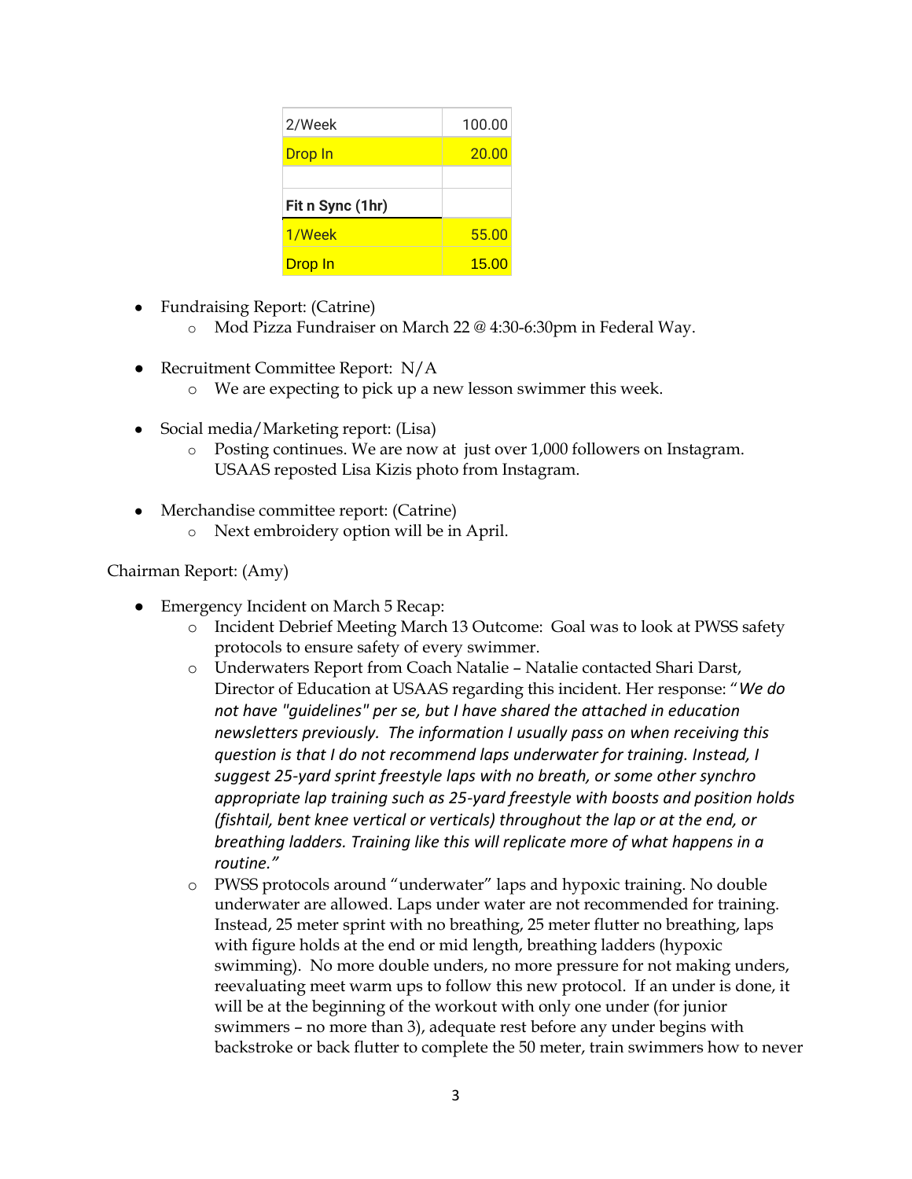| 2/Week | 100.00 |
|---|---|
| Drop In | 20.00 |
| | |
| **Fit n Sync (1hr)** | |
| 1/Week | 55.00 |
| Drop In | 15.00 |

- Fundraising Report: (Catrine)
  - Mod Pizza Fundraiser on March 22 @ 4:30-6:30pm in Federal Way.

- Recruitment Committee Report: N/A
  - We are expecting to pick up a new lesson swimmer this week.

- Social media/Marketing report: (Lisa)
  - Posting continues. We are now at just over 1,000 followers on Instagram. USAAS reposted Lisa Kizis photo from Instagram.

- Merchandise committee report: (Catrine)
  - Next embroidery option will be in April.

Chairman Report: (Amy)

- Emergency Incident on March 5 Recap:
  - Incident Debrief Meeting March 13 Outcome: Goal was to look at PWSS safety protocols to ensure safety of every swimmer.
  - Underwaters Report from Coach Natalie – Natalie contacted Shari Darst, Director of Education at USAAS regarding this incident. Her response: "*We do not have "guidelines" per se, but I have shared the attached in education newsletters previously. The information I usually pass on when receiving this question is that I do not recommend laps underwater for training. Instead, I suggest 25-yard sprint freestyle laps with no breath, or some other synchro appropriate lap training such as 25-yard freestyle with boosts and position holds (fishtail, bent knee vertical or verticals) throughout the lap or at the end, or breathing ladders. Training like this will replicate more of what happens in a routine.*"
  - PWSS protocols around "underwater" laps and hypoxic training. No double underwater are allowed. Laps under water are not recommended for training. Instead, 25 meter sprint with no breathing, 25 meter flutter no breathing, laps with figure holds at the end or mid length, breathing ladders (hypoxic swimming). No more double unders, no more pressure for not making unders, reevaluating meet warm ups to follow this new protocol. If an under is done, it will be at the beginning of the workout with only one under (for junior swimmers – no more than 3), adequate rest before any under begins with backstroke or back flutter to complete the 50 meter, train swimmers how to never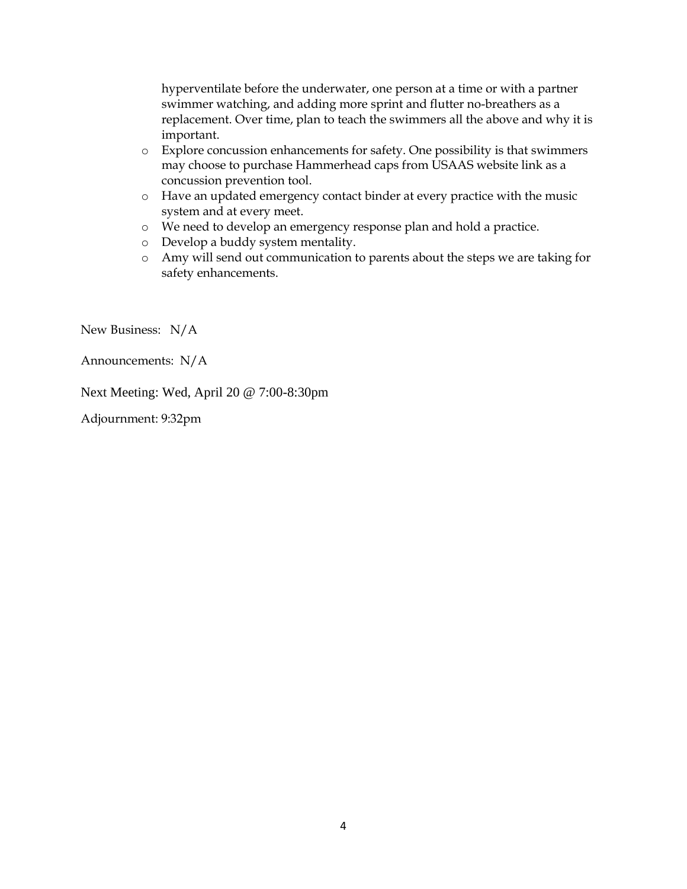hyperventilate before the underwater, one person at a time or with a partner swimmer watching, and adding more sprint and flutter no-breathers as a replacement. Over time, plan to teach the swimmers all the above and why it is important.

- Explore concussion enhancements for safety. One possibility is that swimmers may choose to purchase Hammerhead caps from USAAS website link as a concussion prevention tool.
- Have an updated emergency contact binder at every practice with the music system and at every meet.
- We need to develop an emergency response plan and hold a practice.
- Develop a buddy system mentality.
- Amy will send out communication to parents about the steps we are taking for safety enhancements.

New Business: N/A

Announcements: N/A

Next Meeting: Wed, April 20 @ 7:00-8:30pm

Adjournment: 9:32pm